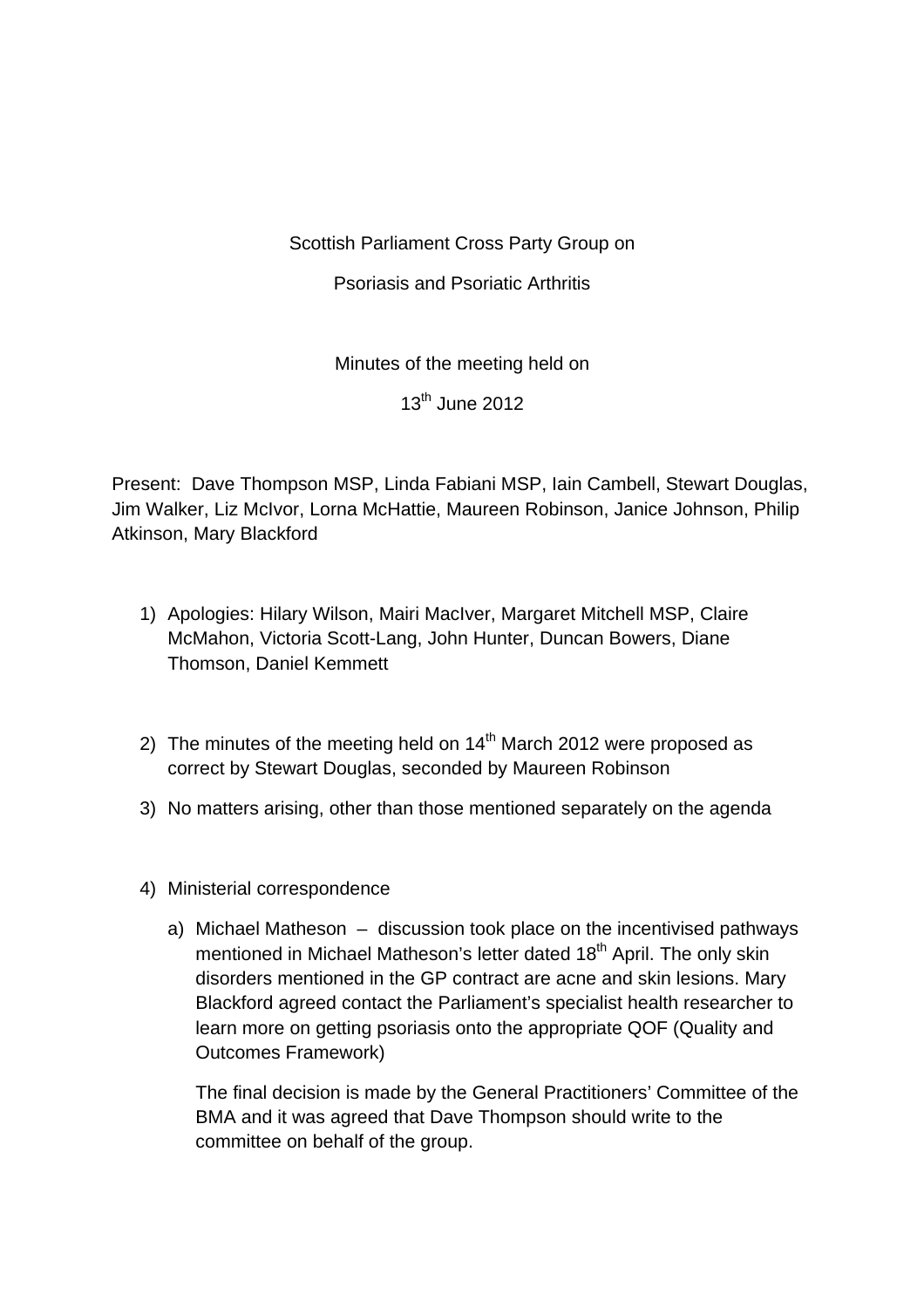Scottish Parliament Cross Party Group on

Psoriasis and Psoriatic Arthritis

Minutes of the meeting held on

13th June 2012

Present: Dave Thompson MSP, Linda Fabiani MSP, Iain Cambell, Stewart Douglas, Jim Walker, Liz McIvor, Lorna McHattie, Maureen Robinson, Janice Johnson, Philip Atkinson, Mary Blackford

1) Apologies: Hilary Wilson, Mairi MacIver, Margaret Mitchell MSP, Claire McMahon, Victoria Scott-Lang, John Hunter, Duncan Bowers, Diane Thomson, Daniel Kemmett

2) The minutes of the meeting held on 14th March 2012 were proposed as correct by Stewart Douglas, seconded by Maureen Robinson

3) No matters arising, other than those mentioned separately on the agenda

4) Ministerial correspondence

   a) Michael Matheson – discussion took place on the incentivised pathways mentioned in Michael Matheson's letter dated 18th April. The only skin disorders mentioned in the GP contract are acne and skin lesions. Mary Blackford agreed contact the Parliament's specialist health researcher to learn more on getting psoriasis onto the appropriate QOF (Quality and Outcomes Framework)

      The final decision is made by the General Practitioners' Committee of the BMA and it was agreed that Dave Thompson should write to the committee on behalf of the group.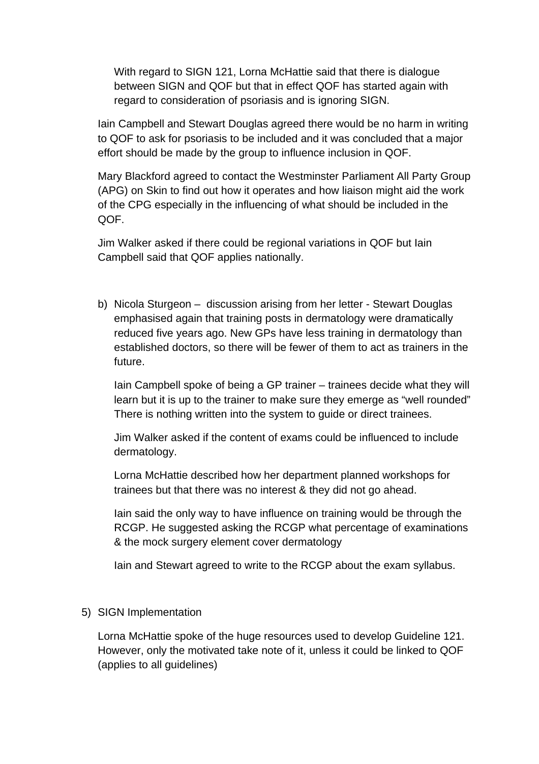With regard to SIGN 121, Lorna McHattie said that there is dialogue between SIGN and QOF but that in effect QOF has started again with regard to consideration of psoriasis and is ignoring SIGN.

Iain Campbell and Stewart Douglas agreed there would be no harm in writing to QOF to ask for psoriasis to be included and it was concluded that a major effort should be made by the group to influence inclusion in QOF.

Mary Blackford agreed to contact the Westminster Parliament All Party Group (APG) on Skin to find out how it operates and how liaison might aid the work of the CPG especially in the influencing of what should be included in the QOF.

Jim Walker asked if there could be regional variations in QOF but Iain Campbell said that QOF applies nationally.

b) Nicola Sturgeon – discussion arising from her letter - Stewart Douglas emphasised again that training posts in dermatology were dramatically reduced five years ago. New GPs have less training in dermatology than established doctors, so there will be fewer of them to act as trainers in the future.

   Iain Campbell spoke of being a GP trainer – trainees decide what they will learn but it is up to the trainer to make sure they emerge as "well rounded" There is nothing written into the system to guide or direct trainees.

   Jim Walker asked if the content of exams could be influenced to include dermatology.

   Lorna McHattie described how her department planned workshops for trainees but that there was no interest & they did not go ahead.

   Iain said the only way to have influence on training would be through the RCGP. He suggested asking the RCGP what percentage of examinations & the mock surgery element cover dermatology

   Iain and Stewart agreed to write to the RCGP about the exam syllabus.

5) SIGN Implementation

   Lorna McHattie spoke of the huge resources used to develop Guideline 121. However, only the motivated take note of it, unless it could be linked to QOF (applies to all guidelines)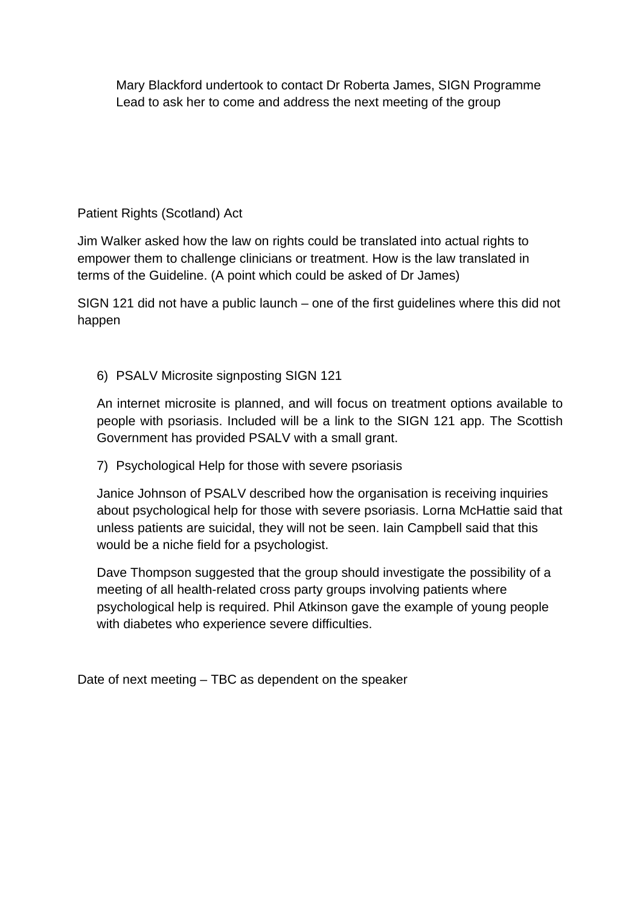Mary Blackford undertook to contact Dr Roberta James, SIGN Programme Lead to ask her to come and address the next meeting of the group

Patient Rights (Scotland) Act

Jim Walker asked how the law on rights could be translated into actual rights to empower them to challenge clinicians or treatment. How is the law translated in terms of the Guideline. (A point which could be asked of Dr James)

SIGN 121 did not have a public launch – one of the first guidelines where this did not happen

6) PSALV Microsite signposting SIGN 121

An internet microsite is planned, and will focus on treatment options available to people with psoriasis. Included will be a link to the SIGN 121 app. The Scottish Government has provided PSALV with a small grant.

7) Psychological Help for those with severe psoriasis

Janice Johnson of PSALV described how the organisation is receiving inquiries about psychological help for those with severe psoriasis. Lorna McHattie said that unless patients are suicidal, they will not be seen. Iain Campbell said that this would be a niche field for a psychologist.

Dave Thompson suggested that the group should investigate the possibility of a meeting of all health-related cross party groups involving patients where psychological help is required. Phil Atkinson gave the example of young people with diabetes who experience severe difficulties.

Date of next meeting – TBC as dependent on the speaker